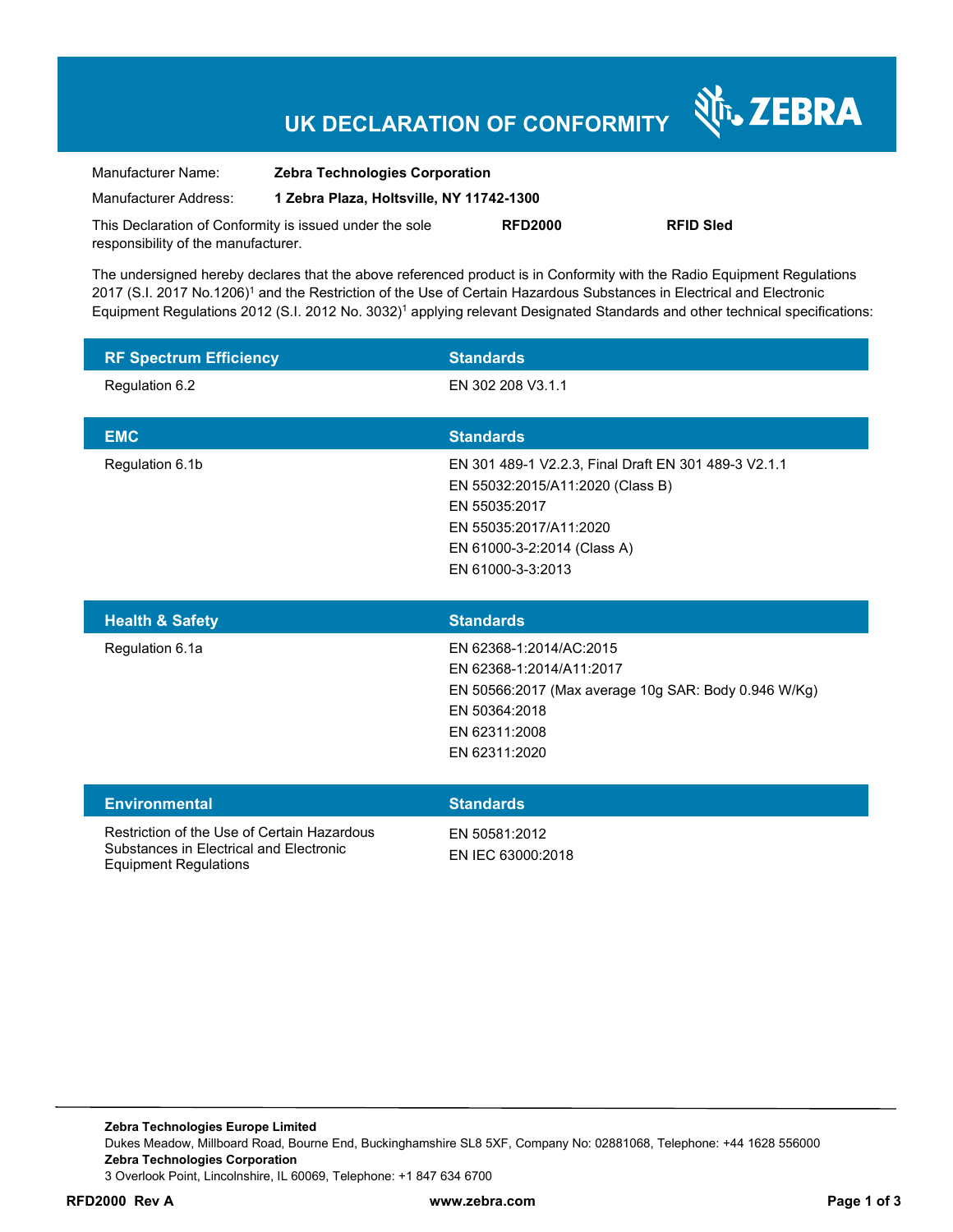# UK DECLARATION OF CONFORMITY

ZEBRA

Manufacturer Name: **Zebra Technologies Corporation**

Manufacturer Address: **1 Zebra Plaza, Holtsville, NY 11742-1300**

This Declaration of Conformity is issued under the sole responsibility of the manufacturer. **RFD2000** **RFID Sled**

The undersigned hereby declares that the above referenced product is in Conformity with the Radio Equipment Regulations 2017 (S.I. 2017 No.1206)[1] and the Restriction of the Use of Certain Hazardous Substances in Electrical and Electronic Equipment Regulations 2012 (S.I. 2012 No. 3032)[1] applying relevant Designated Standards and other technical specifications:

| RF Spectrum Efficiency | Standards |
|---|---|
| Regulation 6.2 | EN 302 208 V3.1.1 |

| EMC | Standards |
|---|---|
| Regulation 6.1b | EN 301 489-1 V2.2.3, Final Draft EN 301 489-3 V2.1.1<br>EN 55032:2015/A11:2020 (Class B)<br>EN 55035:2017<br>EN 55035:2017/A11:2020<br>EN 61000-3-2:2014 (Class A)<br>EN 61000-3-3:2013 |

| Health & Safety | Standards |
|---|---|
| Regulation 6.1a | EN 62368-1:2014/AC:2015<br>EN 62368-1:2014/A11:2017<br>EN 50566:2017 (Max average 10g SAR: Body 0.946 W/Kg)<br>EN 50364:2018<br>EN 62311:2008<br>EN 62311:2020 |

| Environmental | Standards |
|---|---|
| Restriction of the Use of Certain Hazardous Substances in Electrical and Electronic Equipment Regulations | EN 50581:2012<br>EN IEC 63000:2018 |

**Zebra Technologies Europe Limited**
Dukes Meadow, Millboard Road, Bourne End, Buckinghamshire SL8 5XF, Company No: 02881068, Telephone: +44 1628 556000
**Zebra Technologies Corporation**
3 Overlook Point, Lincolnshire, IL 60069, Telephone: +1 847 634 6700

**RFD2000 Rev A** **www.zebra.com**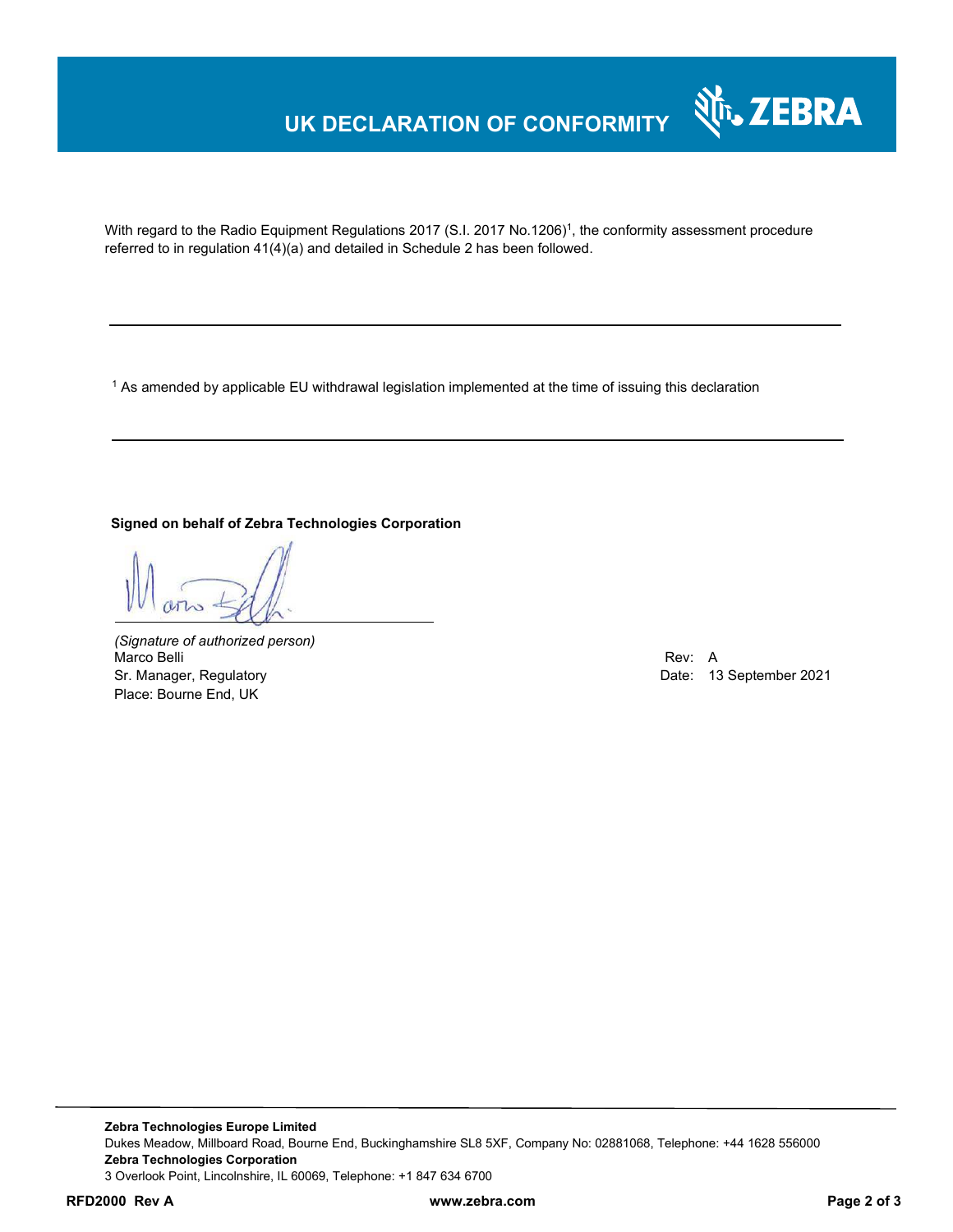# UK DECLARATION OF CONFORMITY

With regard to the Radio Equipment Regulations 2017 (S.I. 2017 No.1206)[1], the conformity assessment procedure referred to in regulation 41(4)(a) and detailed in Schedule 2 has been followed.

---

[1] As amended by applicable EU withdrawal legislation implemented at the time of issuing this declaration

---

**Signed on behalf of Zebra Technologies Corporation**

*(Signature of authorized person)*
Marco Belli
Sr. Manager, Regulatory
Place: Bourne End, UK

Rev: A
Date: 13 September 2021

---

**Zebra Technologies Europe Limited**
Dukes Meadow, Millboard Road, Bourne End, Buckinghamshire SL8 5XF, Company No: 02881068, Telephone: +44 1628 556000
**Zebra Technologies Corporation**
3 Overlook Point, Lincolnshire, IL 60069, Telephone: +1 847 634 6700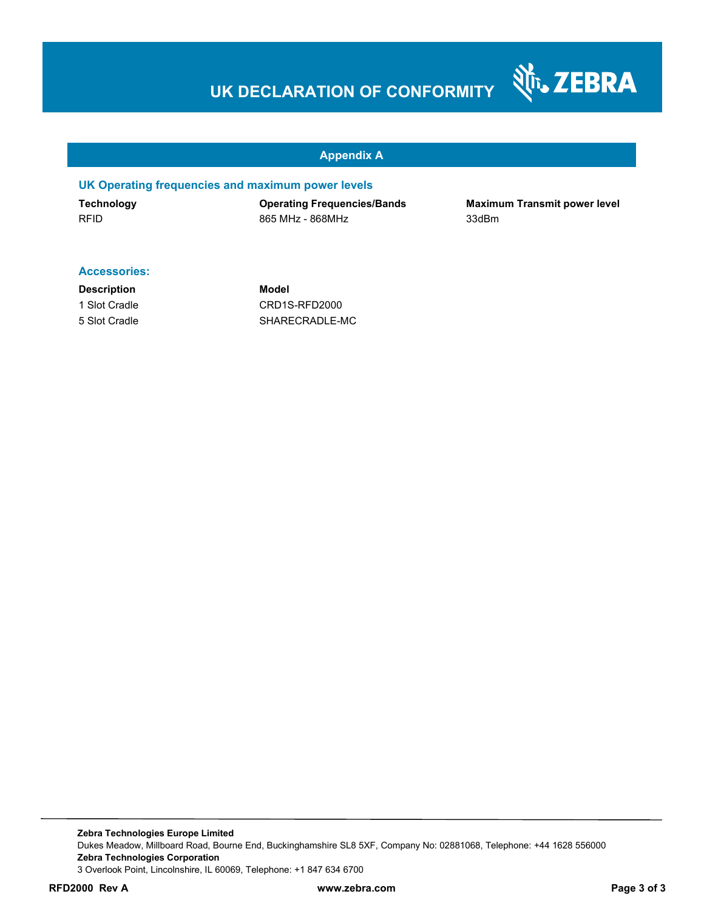# UK DECLARATION OF CONFORMITY

ZEBRA

## Appendix A

### UK Operating frequencies and maximum power levels

| Technology | Operating Frequencies/Bands | Maximum Transmit power level |
| --- | --- | --- |
| RFID | 865 MHz - 868MHz | 33dBm |

### Accessories:

| Description | Model |
| --- | --- |
| 1 Slot Cradle | CRD1S-RFD2000 |
| 5 Slot Cradle | SHARECRADLE-MC |

**Zebra Technologies Europe Limited**
Dukes Meadow, Millboard Road, Bourne End, Buckinghamshire SL8 5XF, Company No: 02881068, Telephone: +44 1628 556000
**Zebra Technologies Corporation**
3 Overlook Point, Lincolnshire, IL 60069, Telephone: +1 847 634 6700

**RFD2000 Rev A** **www.zebra.com**